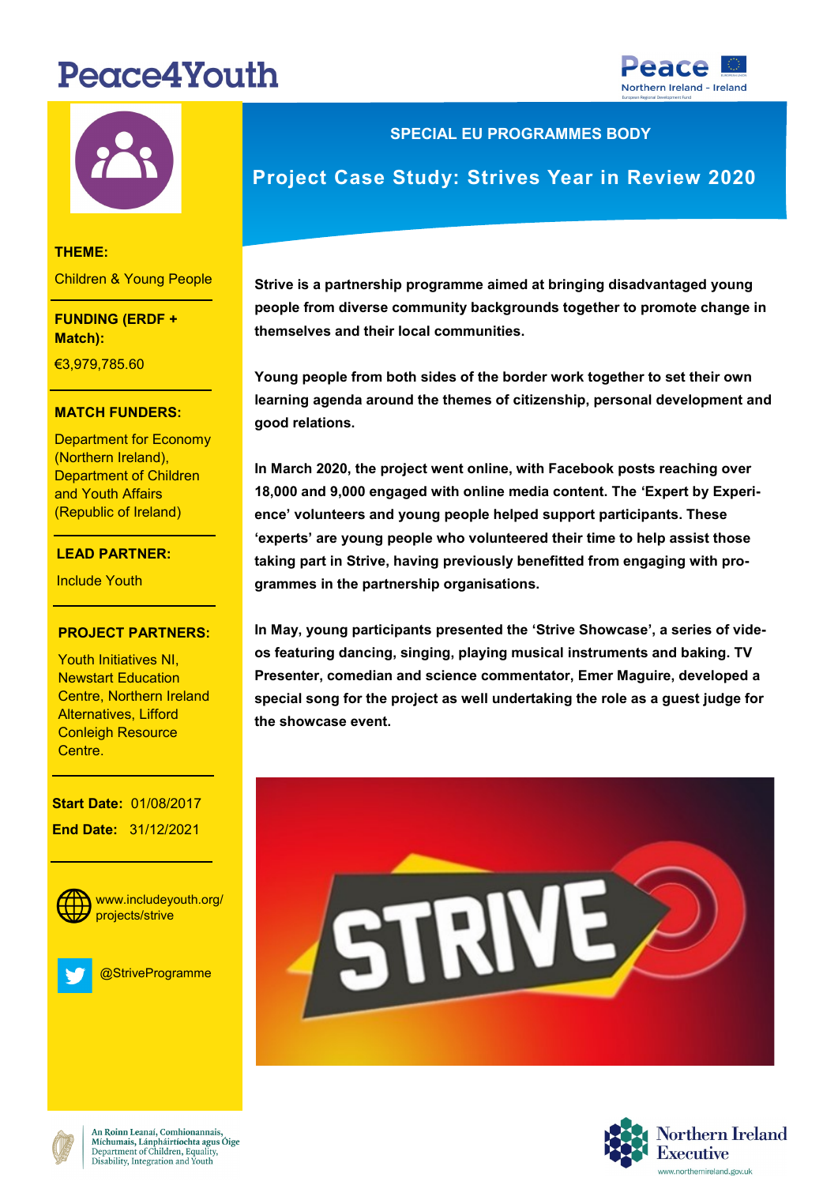# Peace4Youth

Peace Northern Ireland - Ireland

## SPECIAL EU PROGRAMMES BODY

## Project Case Study: Strives Year in Review 2020

**THEME:**

Children & Young People

**FUNDING (ERDF + Match):**

€3,979,785.60

**MATCH FUNDERS:**

Department for Economy (Northern Ireland), Department of Children and Youth Affairs (Republic of Ireland)

**LEAD PARTNER:**

Include Youth

**PROJECT PARTNERS:**

Youth Initiatives NI, Newstart Education Centre, Northern Ireland Alternatives, Lifford Conleigh Resource Centre.

**Start Date:** 01/08/2017

**End Date:** 31/12/2021

www.includeyouth.org/projects/strive

@StriveProgramme

**Strive is a partnership programme aimed at bringing disadvantaged young people from diverse community backgrounds together to promote change in themselves and their local communities.**

**Young people from both sides of the border work together to set their own learning agenda around the themes of citizenship, personal development and good relations.**

**In March 2020, the project went online, with Facebook posts reaching over 18,000 and 9,000 engaged with online media content. The 'Expert by Experience' volunteers and young people helped support participants. These 'experts' are young people who volunteered their time to help assist those taking part in Strive, having previously benefitted from engaging with programmes in the partnership organisations.**

**In May, young participants presented the 'Strive Showcase', a series of videos featuring dancing, singing, playing musical instruments and baking. TV Presenter, comedian and science commentator, Emer Maguire, developed a special song for the project as well undertaking the role as a guest judge for the showcase event.**

STRIVE

An Roinn Leanaí, Comhionannais, Míchumais, Lánpháirtíochta agus Óige
Department of Children, Equality, Disability, Integration and Youth

Northern Ireland Executive
www.northernireland.gov.uk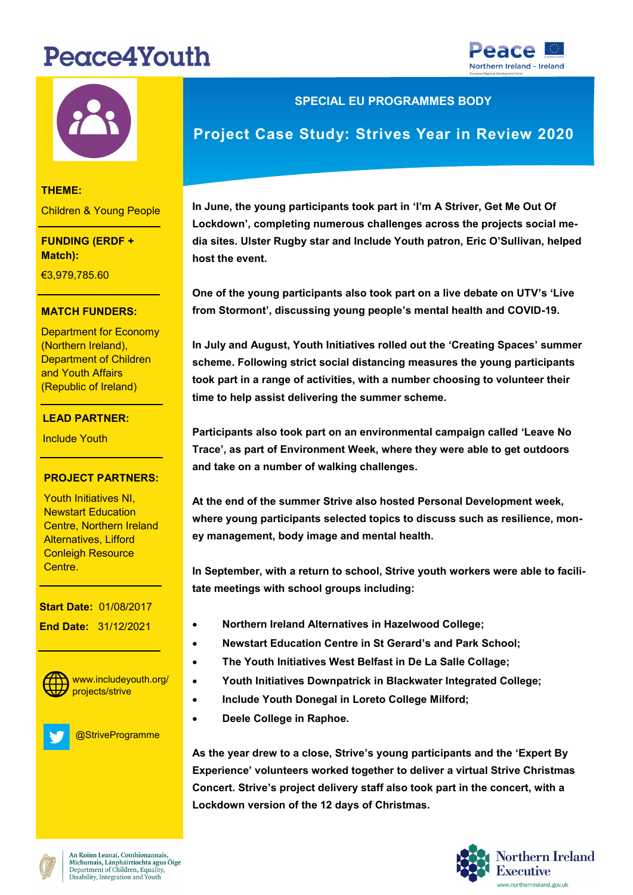# Peace4Youth

**SPECIAL EU PROGRAMMES BODY**

## Project Case Study: Strives Year in Review 2020

**THEME:**

Children & Young People

**FUNDING (ERDF + Match):**

€3,979,785.60

**MATCH FUNDERS:**

Department for Economy (Northern Ireland), Department of Children and Youth Affairs (Republic of Ireland)

**LEAD PARTNER:**

Include Youth

**PROJECT PARTNERS:**

Youth Initiatives NI, Newstart Education Centre, Northern Ireland Alternatives, Lifford Conleigh Resource Centre.

**Start Date:** 01/08/2017

**End Date:** 31/12/2021

www.includeyouth.org/projects/strive

@StriveProgramme

**In June, the young participants took part in 'I'm A Striver, Get Me Out Of Lockdown', completing numerous challenges across the projects social media sites. Ulster Rugby star and Include Youth patron, Eric O'Sullivan, helped host the event.**

**One of the young participants also took part on a live debate on UTV's 'Live from Stormont', discussing young people's mental health and COVID-19.**

**In July and August, Youth Initiatives rolled out the 'Creating Spaces' summer scheme. Following strict social distancing measures the young participants took part in a range of activities, with a number choosing to volunteer their time to help assist delivering the summer scheme.**

**Participants also took part on an environmental campaign called 'Leave No Trace', as part of Environment Week, where they were able to get outdoors and take on a number of walking challenges.**

**At the end of the summer Strive also hosted Personal Development week, where young participants selected topics to discuss such as resilience, money management, body image and mental health.**

**In September, with a return to school, Strive youth workers were able to facilitate meetings with school groups including:**

- **Northern Ireland Alternatives in Hazelwood College;**
- **Newstart Education Centre in St Gerard's and Park School;**
- **The Youth Initiatives West Belfast in De La Salle Collage;**
- **Youth Initiatives Downpatrick in Blackwater Integrated College;**
- **Include Youth Donegal in Loreto College Milford;**
- **Deele College in Raphoe.**

**As the year drew to a close, Strive's young participants and the 'Expert By Experience' volunteers worked together to deliver a virtual Strive Christmas Concert. Strive's project delivery staff also took part in the concert, with a Lockdown version of the 12 days of Christmas.**